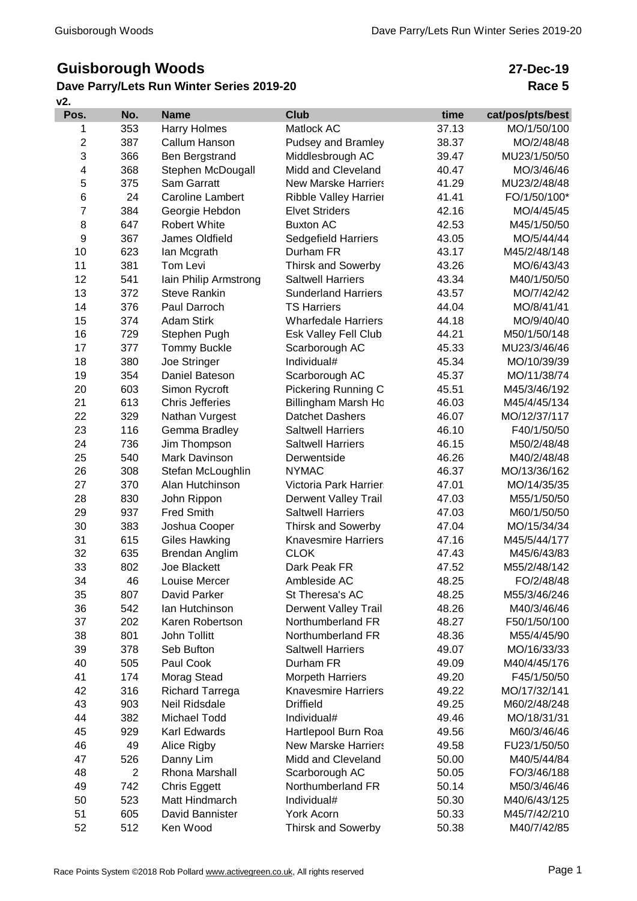# Guisborough Woods

**27-Dec-19**

## Dave Parry/Lets Run Winter Series 2019-20

**Race 5**

v2.

| Pos. | No. | Name | Club | time | cat/pos/pts/best |
|---|---|---|---|---|---|
| 1 | 353 | Harry Holmes | Matlock AC | 37.13 | MO/1/50/100 |
| 2 | 387 | Callum Hanson | Pudsey and Bramley | 38.37 | MO/2/48/48 |
| 3 | 366 | Ben Bergstrand | Middlesbrough AC | 39.47 | MU23/1/50/50 |
| 4 | 368 | Stephen McDougall | Midd and Cleveland | 40.47 | MO/3/46/46 |
| 5 | 375 | Sam Garratt | New Marske Harriers | 41.29 | MU23/2/48/48 |
| 6 | 24 | Caroline Lambert | Ribble Valley Harrier | 41.41 | FO/1/50/100* |
| 7 | 384 | Georgie Hebdon | Elvet Striders | 42.16 | MO/4/45/45 |
| 8 | 647 | Robert White | Buxton AC | 42.53 | M45/1/50/50 |
| 9 | 367 | James Oldfield | Sedgefield Harriers | 43.05 | MO/5/44/44 |
| 10 | 623 | Ian Mcgrath | Durham FR | 43.17 | M45/2/48/148 |
| 11 | 381 | Tom Levi | Thirsk and Sowerby | 43.26 | MO/6/43/43 |
| 12 | 541 | Iain Philip Armstrong | Saltwell Harriers | 43.34 | M40/1/50/50 |
| 13 | 372 | Steve Rankin | Sunderland Harriers | 43.57 | MO/7/42/42 |
| 14 | 376 | Paul Darroch | TS Harriers | 44.04 | MO/8/41/41 |
| 15 | 374 | Adam Stirk | Wharfedale Harriers | 44.18 | MO/9/40/40 |
| 16 | 729 | Stephen Pugh | Esk Valley Fell Club | 44.21 | M50/1/50/148 |
| 17 | 377 | Tommy Buckle | Scarborough AC | 45.33 | MU23/3/46/46 |
| 18 | 380 | Joe Stringer | Individual# | 45.34 | MO/10/39/39 |
| 19 | 354 | Daniel Bateson | Scarborough AC | 45.37 | MO/11/38/74 |
| 20 | 603 | Simon Rycroft | Pickering Running C | 45.51 | M45/3/46/192 |
| 21 | 613 | Chris Jefferies | Billingham Marsh Ho | 46.03 | M45/4/45/134 |
| 22 | 329 | Nathan Vurgest | Datchet Dashers | 46.07 | MO/12/37/117 |
| 23 | 116 | Gemma Bradley | Saltwell Harriers | 46.10 | F40/1/50/50 |
| 24 | 736 | Jim Thompson | Saltwell Harriers | 46.15 | M50/2/48/48 |
| 25 | 540 | Mark Davinson | Derwentside | 46.26 | M40/2/48/48 |
| 26 | 308 | Stefan McLoughlin | NYMAC | 46.37 | MO/13/36/162 |
| 27 | 370 | Alan Hutchinson | Victoria Park Harrier | 47.01 | MO/14/35/35 |
| 28 | 830 | John Rippon | Derwent Valley Trail | 47.03 | M55/1/50/50 |
| 29 | 937 | Fred Smith | Saltwell Harriers | 47.03 | M60/1/50/50 |
| 30 | 383 | Joshua Cooper | Thirsk and Sowerby | 47.04 | MO/15/34/34 |
| 31 | 615 | Giles Hawking | Knavesmire Harriers | 47.16 | M45/5/44/177 |
| 32 | 635 | Brendan Anglim | CLOK | 47.43 | M45/6/43/83 |
| 33 | 802 | Joe Blackett | Dark Peak FR | 47.52 | M55/2/48/142 |
| 34 | 46 | Louise Mercer | Ambleside AC | 48.25 | FO/2/48/48 |
| 35 | 807 | David Parker | St Theresa's AC | 48.25 | M55/3/46/246 |
| 36 | 542 | Ian Hutchinson | Derwent Valley Trail | 48.26 | M40/3/46/46 |
| 37 | 202 | Karen Robertson | Northumberland FR | 48.27 | F50/1/50/100 |
| 38 | 801 | John Tollitt | Northumberland FR | 48.36 | M55/4/45/90 |
| 39 | 378 | Seb Bufton | Saltwell Harriers | 49.07 | MO/16/33/33 |
| 40 | 505 | Paul Cook | Durham FR | 49.09 | M40/4/45/176 |
| 41 | 174 | Morag Stead | Morpeth Harriers | 49.20 | F45/1/50/50 |
| 42 | 316 | Richard Tarrega | Knavesmire Harriers | 49.22 | MO/17/32/141 |
| 43 | 903 | Neil Ridsdale | Driffield | 49.25 | M60/2/48/248 |
| 44 | 382 | Michael Todd | Individual# | 49.46 | MO/18/31/31 |
| 45 | 929 | Karl Edwards | Hartlepool Burn Roa | 49.56 | M60/3/46/46 |
| 46 | 49 | Alice Rigby | New Marske Harriers | 49.58 | FU23/1/50/50 |
| 47 | 526 | Danny Lim | Midd and Cleveland | 50.00 | M40/5/44/84 |
| 48 | 2 | Rhona Marshall | Scarborough AC | 50.05 | FO/3/46/188 |
| 49 | 742 | Chris Eggett | Northumberland FR | 50.14 | M50/3/46/46 |
| 50 | 523 | Matt Hindmarch | Individual# | 50.30 | M40/6/43/125 |
| 51 | 605 | David Bannister | York Acorn | 50.33 | M45/7/42/210 |
| 52 | 512 | Ken Wood | Thirsk and Sowerby | 50.38 | M40/7/42/85 |

Race Points System ©2018 Rob Pollard www.activegreen.co.uk, All rights reserved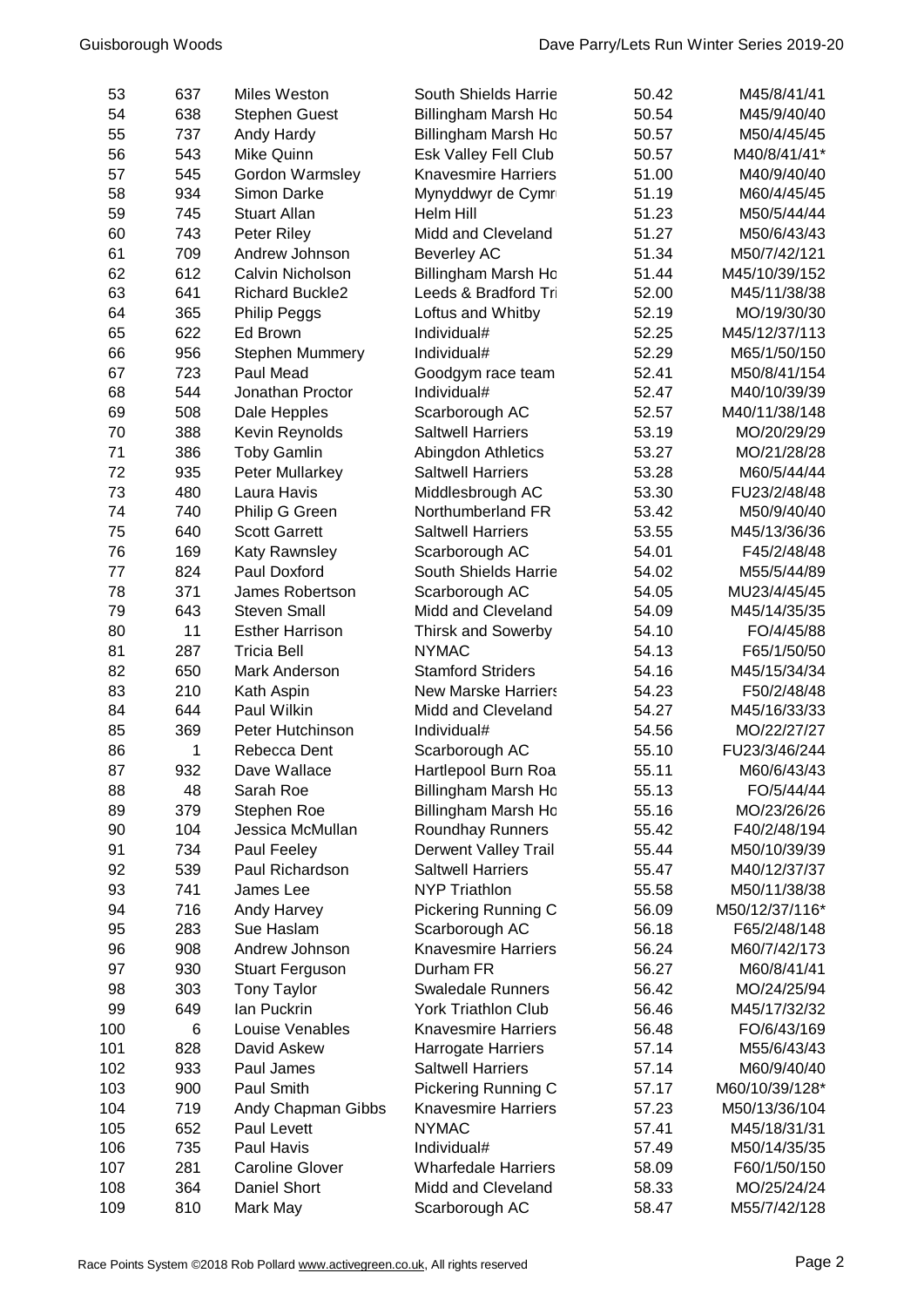| | | | | | |
|---|---|---|---|---|---|
| 53 | 637 | Miles Weston | South Shields Harrie | 50.42 | M45/8/41/41 |
| 54 | 638 | Stephen Guest | Billingham Marsh Ho | 50.54 | M45/9/40/40 |
| 55 | 737 | Andy Hardy | Billingham Marsh Ho | 50.57 | M50/4/45/45 |
| 56 | 543 | Mike Quinn | Esk Valley Fell Club | 50.57 | M40/8/41/41* |
| 57 | 545 | Gordon Warmsley | Knavesmire Harriers | 51.00 | M40/9/40/40 |
| 58 | 934 | Simon Darke | Mynyddwyr de Cymr | 51.19 | M60/4/45/45 |
| 59 | 745 | Stuart Allan | Helm Hill | 51.23 | M50/5/44/44 |
| 60 | 743 | Peter Riley | Midd and Cleveland | 51.27 | M50/6/43/43 |
| 61 | 709 | Andrew Johnson | Beverley AC | 51.34 | M50/7/42/121 |
| 62 | 612 | Calvin Nicholson | Billingham Marsh Ho | 51.44 | M45/10/39/152 |
| 63 | 641 | Richard Buckle2 | Leeds & Bradford Tri | 52.00 | M45/11/38/38 |
| 64 | 365 | Philip Peggs | Loftus and Whitby | 52.19 | MO/19/30/30 |
| 65 | 622 | Ed Brown | Individual# | 52.25 | M45/12/37/113 |
| 66 | 956 | Stephen Mummery | Individual# | 52.29 | M65/1/50/150 |
| 67 | 723 | Paul Mead | Goodgym race team | 52.41 | M50/8/41/154 |
| 68 | 544 | Jonathan Proctor | Individual# | 52.47 | M40/10/39/39 |
| 69 | 508 | Dale Hepples | Scarborough AC | 52.57 | M40/11/38/148 |
| 70 | 388 | Kevin Reynolds | Saltwell Harriers | 53.19 | MO/20/29/29 |
| 71 | 386 | Toby Gamlin | Abingdon Athletics | 53.27 | MO/21/28/28 |
| 72 | 935 | Peter Mullarkey | Saltwell Harriers | 53.28 | M60/5/44/44 |
| 73 | 480 | Laura Havis | Middlesbrough AC | 53.30 | FU23/2/48/48 |
| 74 | 740 | Philip G Green | Northumberland FR | 53.42 | M50/9/40/40 |
| 75 | 640 | Scott Garrett | Saltwell Harriers | 53.55 | M45/13/36/36 |
| 76 | 169 | Katy Rawnsley | Scarborough AC | 54.01 | F45/2/48/48 |
| 77 | 824 | Paul Doxford | South Shields Harrie | 54.02 | M55/5/44/89 |
| 78 | 371 | James Robertson | Scarborough AC | 54.05 | MU23/4/45/45 |
| 79 | 643 | Steven Small | Midd and Cleveland | 54.09 | M45/14/35/35 |
| 80 | 11 | Esther Harrison | Thirsk and Sowerby | 54.10 | FO/4/45/88 |
| 81 | 287 | Tricia Bell | NYMAC | 54.13 | F65/1/50/50 |
| 82 | 650 | Mark Anderson | Stamford Striders | 54.16 | M45/15/34/34 |
| 83 | 210 | Kath Aspin | New Marske Harriers | 54.23 | F50/2/48/48 |
| 84 | 644 | Paul Wilkin | Midd and Cleveland | 54.27 | M45/16/33/33 |
| 85 | 369 | Peter Hutchinson | Individual# | 54.56 | MO/22/27/27 |
| 86 | 1 | Rebecca Dent | Scarborough AC | 55.10 | FU23/3/46/244 |
| 87 | 932 | Dave Wallace | Hartlepool Burn Roa | 55.11 | M60/6/43/43 |
| 88 | 48 | Sarah Roe | Billingham Marsh Ho | 55.13 | FO/5/44/44 |
| 89 | 379 | Stephen Roe | Billingham Marsh Ho | 55.16 | MO/23/26/26 |
| 90 | 104 | Jessica McMullan | Roundhay Runners | 55.42 | F40/2/48/194 |
| 91 | 734 | Paul Feeley | Derwent Valley Trail | 55.44 | M50/10/39/39 |
| 92 | 539 | Paul Richardson | Saltwell Harriers | 55.47 | M40/12/37/37 |
| 93 | 741 | James Lee | NYP Triathlon | 55.58 | M50/11/38/38 |
| 94 | 716 | Andy Harvey | Pickering Running C | 56.09 | M50/12/37/116* |
| 95 | 283 | Sue Haslam | Scarborough AC | 56.18 | F65/2/48/148 |
| 96 | 908 | Andrew Johnson | Knavesmire Harriers | 56.24 | M60/7/42/173 |
| 97 | 930 | Stuart Ferguson | Durham FR | 56.27 | M60/8/41/41 |
| 98 | 303 | Tony Taylor | Swaledale Runners | 56.42 | MO/24/25/94 |
| 99 | 649 | Ian Puckrin | York Triathlon Club | 56.46 | M45/17/32/32 |
| 100 | 6 | Louise Venables | Knavesmire Harriers | 56.48 | FO/6/43/169 |
| 101 | 828 | David Askew | Harrogate Harriers | 57.14 | M55/6/43/43 |
| 102 | 933 | Paul James | Saltwell Harriers | 57.14 | M60/9/40/40 |
| 103 | 900 | Paul Smith | Pickering Running C | 57.17 | M60/10/39/128* |
| 104 | 719 | Andy Chapman Gibbs | Knavesmire Harriers | 57.23 | M50/13/36/104 |
| 105 | 652 | Paul Levett | NYMAC | 57.41 | M45/18/31/31 |
| 106 | 735 | Paul Havis | Individual# | 57.49 | M50/14/35/35 |
| 107 | 281 | Caroline Glover | Wharfedale Harriers | 58.09 | F60/1/50/150 |
| 108 | 364 | Daniel Short | Midd and Cleveland | 58.33 | MO/25/24/24 |
| 109 | 810 | Mark May | Scarborough AC | 58.47 | M55/7/42/128 |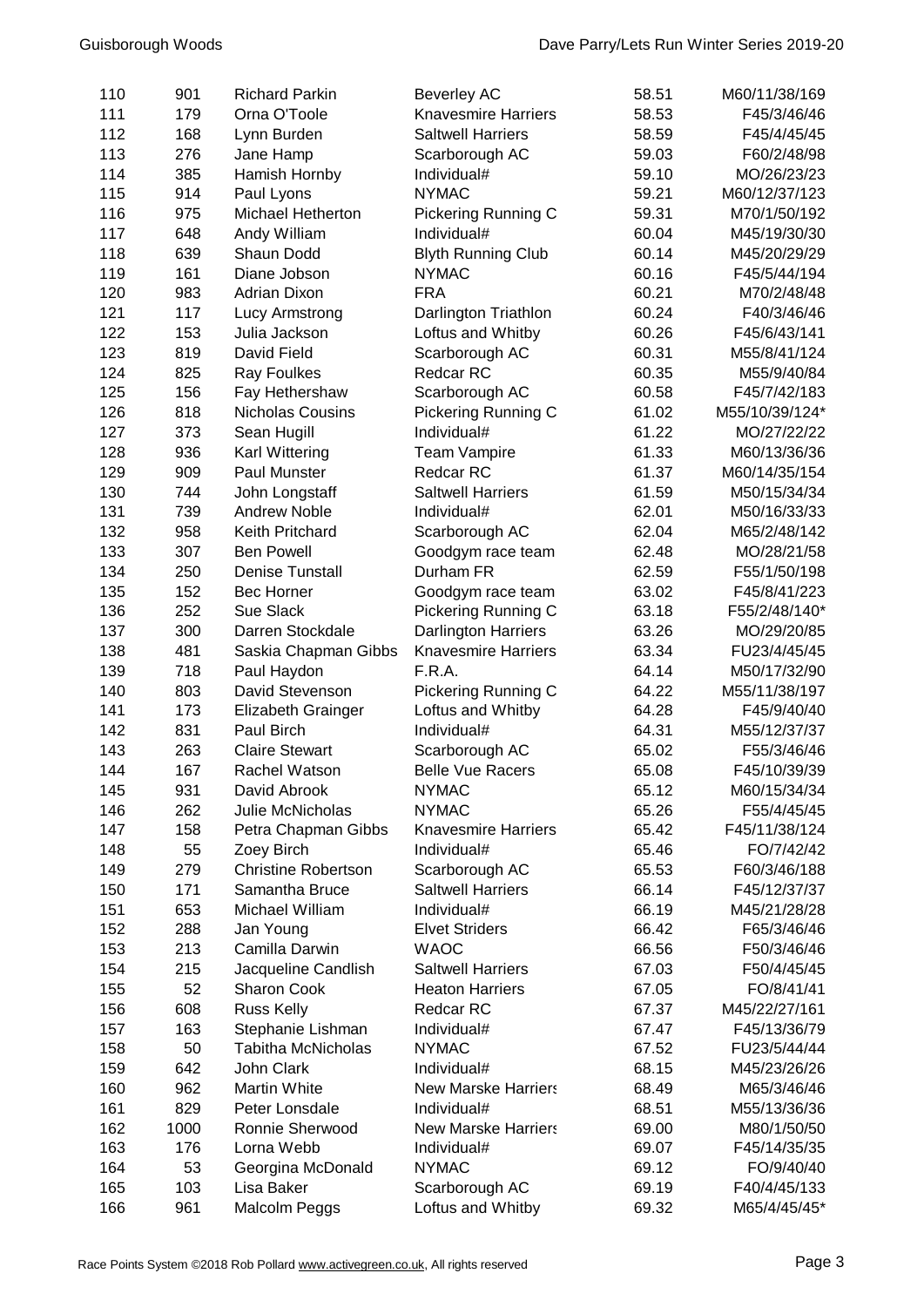| 110 | 901 | Richard Parkin | Beverley AC | 58.51 | M60/11/38/169 |
|---|---|---|---|---|---|
| 111 | 179 | Orna O'Toole | Knavesmire Harriers | 58.53 | F45/3/46/46 |
| 112 | 168 | Lynn Burden | Saltwell Harriers | 58.59 | F45/4/45/45 |
| 113 | 276 | Jane Hamp | Scarborough AC | 59.03 | F60/2/48/98 |
| 114 | 385 | Hamish Hornby | Individual# | 59.10 | MO/26/23/23 |
| 115 | 914 | Paul Lyons | NYMAC | 59.21 | M60/12/37/123 |
| 116 | 975 | Michael Hetherton | Pickering Running C | 59.31 | M70/1/50/192 |
| 117 | 648 | Andy William | Individual# | 60.04 | M45/19/30/30 |
| 118 | 639 | Shaun Dodd | Blyth Running Club | 60.14 | M45/20/29/29 |
| 119 | 161 | Diane Jobson | NYMAC | 60.16 | F45/5/44/194 |
| 120 | 983 | Adrian Dixon | FRA | 60.21 | M70/2/48/48 |
| 121 | 117 | Lucy Armstrong | Darlington Triathlon | 60.24 | F40/3/46/46 |
| 122 | 153 | Julia Jackson | Loftus and Whitby | 60.26 | F45/6/43/141 |
| 123 | 819 | David Field | Scarborough AC | 60.31 | M55/8/41/124 |
| 124 | 825 | Ray Foulkes | Redcar RC | 60.35 | M55/9/40/84 |
| 125 | 156 | Fay Hethershaw | Scarborough AC | 60.58 | F45/7/42/183 |
| 126 | 818 | Nicholas Cousins | Pickering Running C | 61.02 | M55/10/39/124* |
| 127 | 373 | Sean Hugill | Individual# | 61.22 | MO/27/22/22 |
| 128 | 936 | Karl Wittering | Team Vampire | 61.33 | M60/13/36/36 |
| 129 | 909 | Paul Munster | Redcar RC | 61.37 | M60/14/35/154 |
| 130 | 744 | John Longstaff | Saltwell Harriers | 61.59 | M50/15/34/34 |
| 131 | 739 | Andrew Noble | Individual# | 62.01 | M50/16/33/33 |
| 132 | 958 | Keith Pritchard | Scarborough AC | 62.04 | M65/2/48/142 |
| 133 | 307 | Ben Powell | Goodgym race team | 62.48 | MO/28/21/58 |
| 134 | 250 | Denise Tunstall | Durham FR | 62.59 | F55/1/50/198 |
| 135 | 152 | Bec Horner | Goodgym race team | 63.02 | F45/8/41/223 |
| 136 | 252 | Sue Slack | Pickering Running C | 63.18 | F55/2/48/140* |
| 137 | 300 | Darren Stockdale | Darlington Harriers | 63.26 | MO/29/20/85 |
| 138 | 481 | Saskia Chapman Gibbs | Knavesmire Harriers | 63.34 | FU23/4/45/45 |
| 139 | 718 | Paul Haydon | F.R.A. | 64.14 | M50/17/32/90 |
| 140 | 803 | David Stevenson | Pickering Running C | 64.22 | M55/11/38/197 |
| 141 | 173 | Elizabeth Grainger | Loftus and Whitby | 64.28 | F45/9/40/40 |
| 142 | 831 | Paul Birch | Individual# | 64.31 | M55/12/37/37 |
| 143 | 263 | Claire Stewart | Scarborough AC | 65.02 | F55/3/46/46 |
| 144 | 167 | Rachel Watson | Belle Vue Racers | 65.08 | F45/10/39/39 |
| 145 | 931 | David Abrook | NYMAC | 65.12 | M60/15/34/34 |
| 146 | 262 | Julie McNicholas | NYMAC | 65.26 | F55/4/45/45 |
| 147 | 158 | Petra Chapman Gibbs | Knavesmire Harriers | 65.42 | F45/11/38/124 |
| 148 | 55 | Zoey Birch | Individual# | 65.46 | FO/7/42/42 |
| 149 | 279 | Christine Robertson | Scarborough AC | 65.53 | F60/3/46/188 |
| 150 | 171 | Samantha Bruce | Saltwell Harriers | 66.14 | F45/12/37/37 |
| 151 | 653 | Michael William | Individual# | 66.19 | M45/21/28/28 |
| 152 | 288 | Jan Young | Elvet Striders | 66.42 | F65/3/46/46 |
| 153 | 213 | Camilla Darwin | WAOC | 66.56 | F50/3/46/46 |
| 154 | 215 | Jacqueline Candlish | Saltwell Harriers | 67.03 | F50/4/45/45 |
| 155 | 52 | Sharon Cook | Heaton Harriers | 67.05 | FO/8/41/41 |
| 156 | 608 | Russ Kelly | Redcar RC | 67.37 | M45/22/27/161 |
| 157 | 163 | Stephanie Lishman | Individual# | 67.47 | F45/13/36/79 |
| 158 | 50 | Tabitha McNicholas | NYMAC | 67.52 | FU23/5/44/44 |
| 159 | 642 | John Clark | Individual# | 68.15 | M45/23/26/26 |
| 160 | 962 | Martin White | New Marske Harriers | 68.49 | M65/3/46/46 |
| 161 | 829 | Peter Lonsdale | Individual# | 68.51 | M55/13/36/36 |
| 162 | 1000 | Ronnie Sherwood | New Marske Harriers | 69.00 | M80/1/50/50 |
| 163 | 176 | Lorna Webb | Individual# | 69.07 | F45/14/35/35 |
| 164 | 53 | Georgina McDonald | NYMAC | 69.12 | FO/9/40/40 |
| 165 | 103 | Lisa Baker | Scarborough AC | 69.19 | F40/4/45/133 |
| 166 | 961 | Malcolm Peggs | Loftus and Whitby | 69.32 | M65/4/45/45* |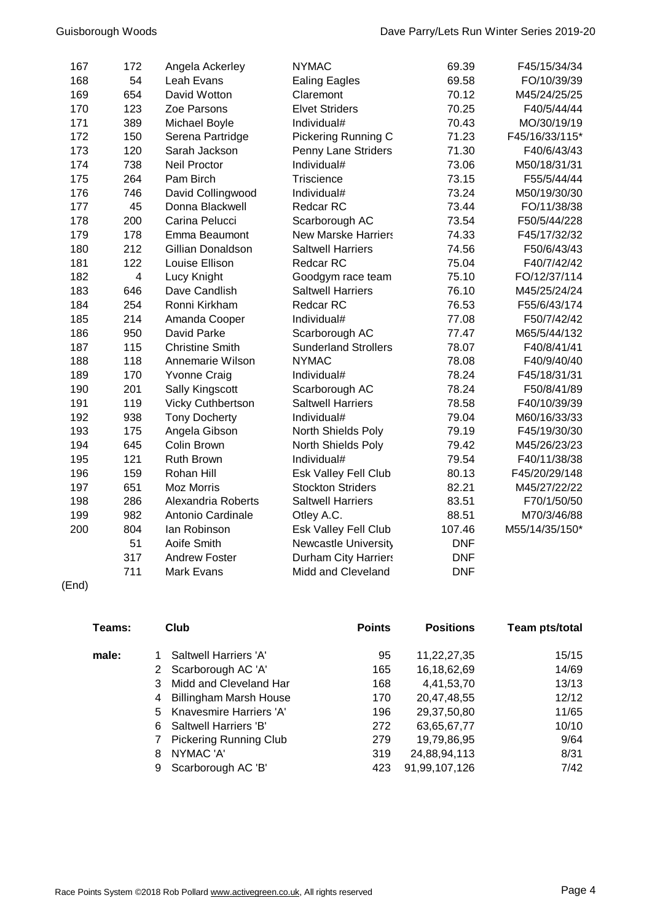| | | | | | |
|---|---|---|---|---|---|
| 167 | 172 | Angela Ackerley | NYMAC | 69.39 | F45/15/34/34 |
| 168 | 54 | Leah Evans | Ealing Eagles | 69.58 | FO/10/39/39 |
| 169 | 654 | David Wotton | Claremont | 70.12 | M45/24/25/25 |
| 170 | 123 | Zoe Parsons | Elvet Striders | 70.25 | F40/5/44/44 |
| 171 | 389 | Michael Boyle | Individual# | 70.43 | MO/30/19/19 |
| 172 | 150 | Serena Partridge | Pickering Running C | 71.23 | F45/16/33/115* |
| 173 | 120 | Sarah Jackson | Penny Lane Striders | 71.30 | F40/6/43/43 |
| 174 | 738 | Neil Proctor | Individual# | 73.06 | M50/18/31/31 |
| 175 | 264 | Pam Birch | Triscience | 73.15 | F55/5/44/44 |
| 176 | 746 | David Collingwood | Individual# | 73.24 | M50/19/30/30 |
| 177 | 45 | Donna Blackwell | Redcar RC | 73.44 | FO/11/38/38 |
| 178 | 200 | Carina Pelucci | Scarborough AC | 73.54 | F50/5/44/228 |
| 179 | 178 | Emma Beaumont | New Marske Harriers | 74.33 | F45/17/32/32 |
| 180 | 212 | Gillian Donaldson | Saltwell Harriers | 74.56 | F50/6/43/43 |
| 181 | 122 | Louise Ellison | Redcar RC | 75.04 | F40/7/42/42 |
| 182 | 4 | Lucy Knight | Goodgym race team | 75.10 | FO/12/37/114 |
| 183 | 646 | Dave Candlish | Saltwell Harriers | 76.10 | M45/25/24/24 |
| 184 | 254 | Ronni Kirkham | Redcar RC | 76.53 | F55/6/43/174 |
| 185 | 214 | Amanda Cooper | Individual# | 77.08 | F50/7/42/42 |
| 186 | 950 | David Parke | Scarborough AC | 77.47 | M65/5/44/132 |
| 187 | 115 | Christine Smith | Sunderland Strollers | 78.07 | F40/8/41/41 |
| 188 | 118 | Annemarie Wilson | NYMAC | 78.08 | F40/9/40/40 |
| 189 | 170 | Yvonne Craig | Individual# | 78.24 | F45/18/31/31 |
| 190 | 201 | Sally Kingscott | Scarborough AC | 78.24 | F50/8/41/89 |
| 191 | 119 | Vicky Cuthbertson | Saltwell Harriers | 78.58 | F40/10/39/39 |
| 192 | 938 | Tony Docherty | Individual# | 79.04 | M60/16/33/33 |
| 193 | 175 | Angela Gibson | North Shields Poly | 79.19 | F45/19/30/30 |
| 194 | 645 | Colin Brown | North Shields Poly | 79.42 | M45/26/23/23 |
| 195 | 121 | Ruth Brown | Individual# | 79.54 | F40/11/38/38 |
| 196 | 159 | Rohan Hill | Esk Valley Fell Club | 80.13 | F45/20/29/148 |
| 197 | 651 | Moz Morris | Stockton Striders | 82.21 | M45/27/22/22 |
| 198 | 286 | Alexandria Roberts | Saltwell Harriers | 83.51 | F70/1/50/50 |
| 199 | 982 | Antonio Cardinale | Otley A.C. | 88.51 | M70/3/46/88 |
| 200 | 804 | Ian Robinson | Esk Valley Fell Club | 107.46 | M55/14/35/150* |
| | 51 | Aoife Smith | Newcastle University | DNF | |
| | 317 | Andrew Foster | Durham City Harriers | DNF | |
| | 711 | Mark Evans | Midd and Cleveland | DNF | |

(End)

| Teams: | | Club | Points | Positions | Team pts/total |
|---|---|---|---|---|---|
| male: | 1 | Saltwell Harriers 'A' | 95 | 11,22,27,35 | 15/15 |
| | 2 | Scarborough AC 'A' | 165 | 16,18,62,69 | 14/69 |
| | 3 | Midd and Cleveland Har | 168 | 4,41,53,70 | 13/13 |
| | 4 | Billingham Marsh House | 170 | 20,47,48,55 | 12/12 |
| | 5 | Knavesmire Harriers 'A' | 196 | 29,37,50,80 | 11/65 |
| | 6 | Saltwell Harriers 'B' | 272 | 63,65,67,77 | 10/10 |
| | 7 | Pickering Running Club | 279 | 19,79,86,95 | 9/64 |
| | 8 | NYMAC 'A' | 319 | 24,88,94,113 | 8/31 |
| | 9 | Scarborough AC 'B' | 423 | 91,99,107,126 | 7/42 |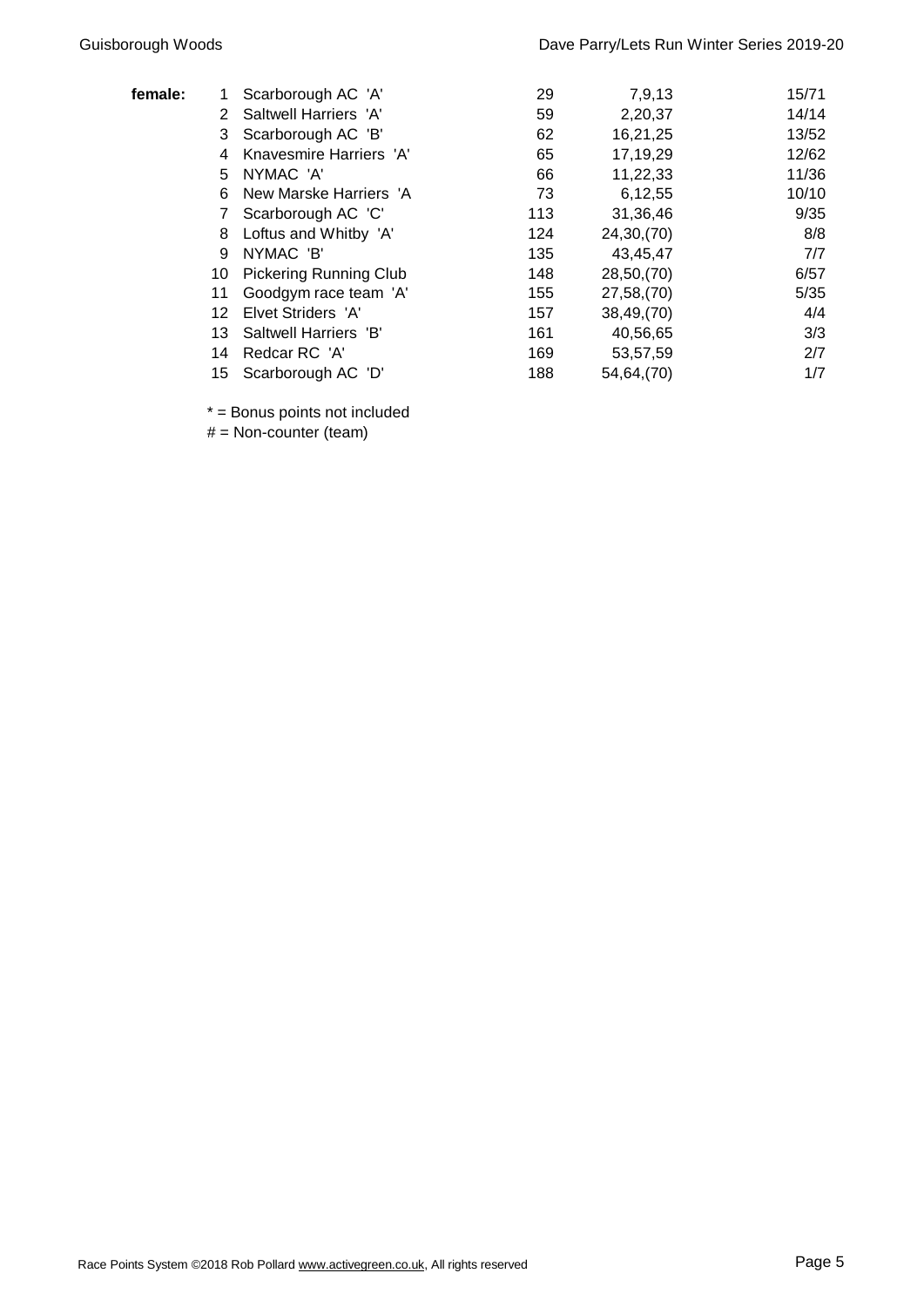| female: | Pos | Team | Points | Positions | Score |
|---|---|---|---|---|---|
| | 1 | Scarborough AC 'A' | 29 | 7,9,13 | 15/71 |
| | 2 | Saltwell Harriers 'A' | 59 | 2,20,37 | 14/14 |
| | 3 | Scarborough AC 'B' | 62 | 16,21,25 | 13/52 |
| | 4 | Knavesmire Harriers 'A' | 65 | 17,19,29 | 12/62 |
| | 5 | NYMAC 'A' | 66 | 11,22,33 | 11/36 |
| | 6 | New Marske Harriers 'A | 73 | 6,12,55 | 10/10 |
| | 7 | Scarborough AC 'C' | 113 | 31,36,46 | 9/35 |
| | 8 | Loftus and Whitby 'A' | 124 | 24,30,(70) | 8/8 |
| | 9 | NYMAC 'B' | 135 | 43,45,47 | 7/7 |
| | 10 | Pickering Running Club | 148 | 28,50,(70) | 6/57 |
| | 11 | Goodgym race team 'A' | 155 | 27,58,(70) | 5/35 |
| | 12 | Elvet Striders 'A' | 157 | 38,49,(70) | 4/4 |
| | 13 | Saltwell Harriers 'B' | 161 | 40,56,65 | 3/3 |
| | 14 | Redcar RC 'A' | 169 | 53,57,59 | 2/7 |
| | 15 | Scarborough AC 'D' | 188 | 54,64,(70) | 1/7 |

* = Bonus points not included

# = Non-counter (team)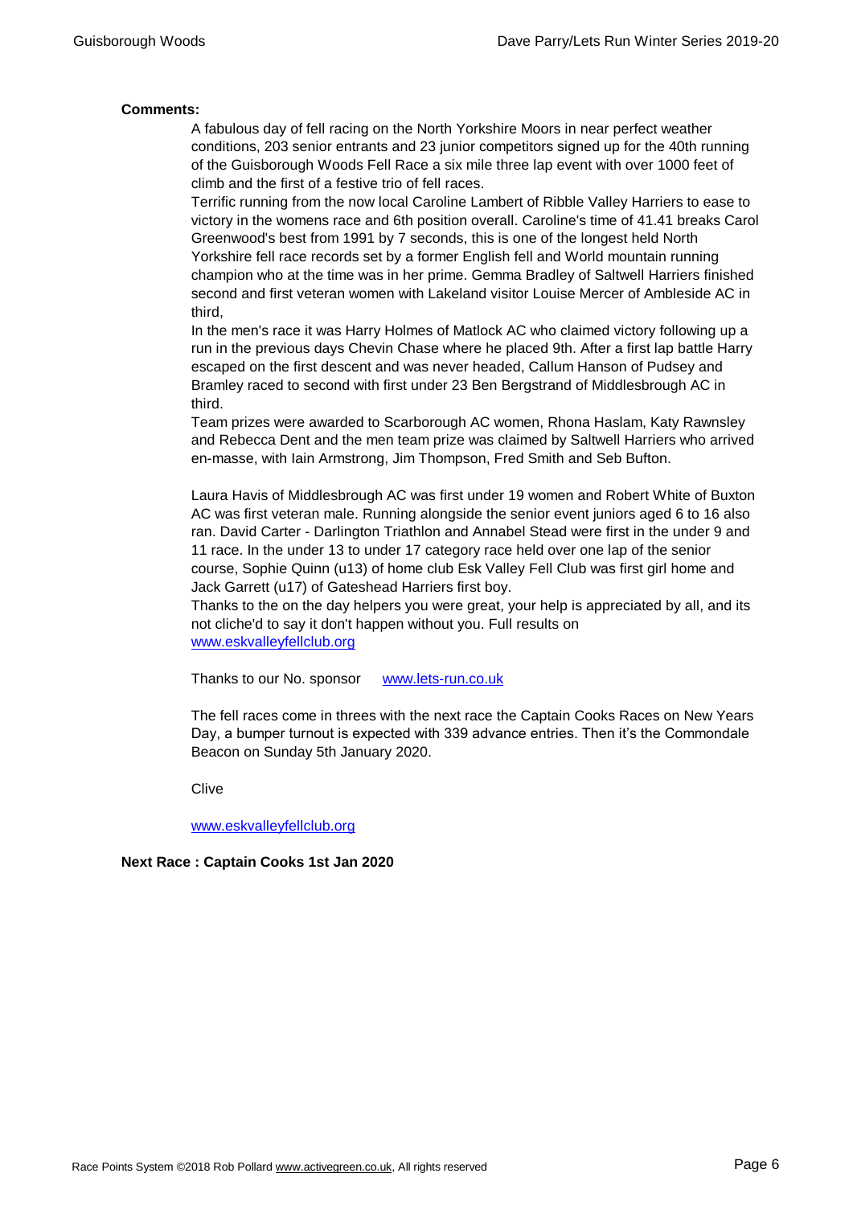**Comments:**

A fabulous day of fell racing on the North Yorkshire Moors in near perfect weather conditions, 203 senior entrants and 23 junior competitors signed up for the 40th running of the Guisborough Woods Fell Race a six mile three lap event with over 1000 feet of climb and the first of a festive trio of fell races.

Terrific running from the now local Caroline Lambert of Ribble Valley Harriers to ease to victory in the womens race and 6th position overall. Caroline's time of 41.41 breaks Carol Greenwood's best from 1991 by 7 seconds, this is one of the longest held North Yorkshire fell race records set by a former English fell and World mountain running champion who at the time was in her prime. Gemma Bradley of Saltwell Harriers finished second and first veteran women with Lakeland visitor Louise Mercer of Ambleside AC in third,

In the men's race it was Harry Holmes of Matlock AC who claimed victory following up a run in the previous days Chevin Chase where he placed 9th. After a first lap battle Harry escaped on the first descent and was never headed, Callum Hanson of Pudsey and Bramley raced to second with first under 23 Ben Bergstrand of Middlesbrough AC in third.

Team prizes were awarded to Scarborough AC women, Rhona Haslam, Katy Rawnsley and Rebecca Dent and the men team prize was claimed by Saltwell Harriers who arrived en-masse, with Iain Armstrong, Jim Thompson, Fred Smith and Seb Bufton.

Laura Havis of Middlesbrough AC was first under 19 women and Robert White of Buxton AC was first veteran male. Running alongside the senior event juniors aged 6 to 16 also ran. David Carter - Darlington Triathlon and Annabel Stead were first in the under 9 and 11 race. In the under 13 to under 17 category race held over one lap of the senior course, Sophie Quinn (u13) of home club Esk Valley Fell Club was first girl home and Jack Garrett (u17) of Gateshead Harriers first boy.

Thanks to the on the day helpers you were great, your help is appreciated by all, and its not cliche'd to say it don't happen without you. Full results on www.eskvalleyfellclub.org

Thanks to our No. sponsor www.lets-run.co.uk

The fell races come in threes with the next race the Captain Cooks Races on New Years Day, a bumper turnout is expected with 339 advance entries. Then it's the Commondale Beacon on Sunday 5th January 2020.

Clive

www.eskvalleyfellclub.org

**Next Race : Captain Cooks 1st Jan 2020**